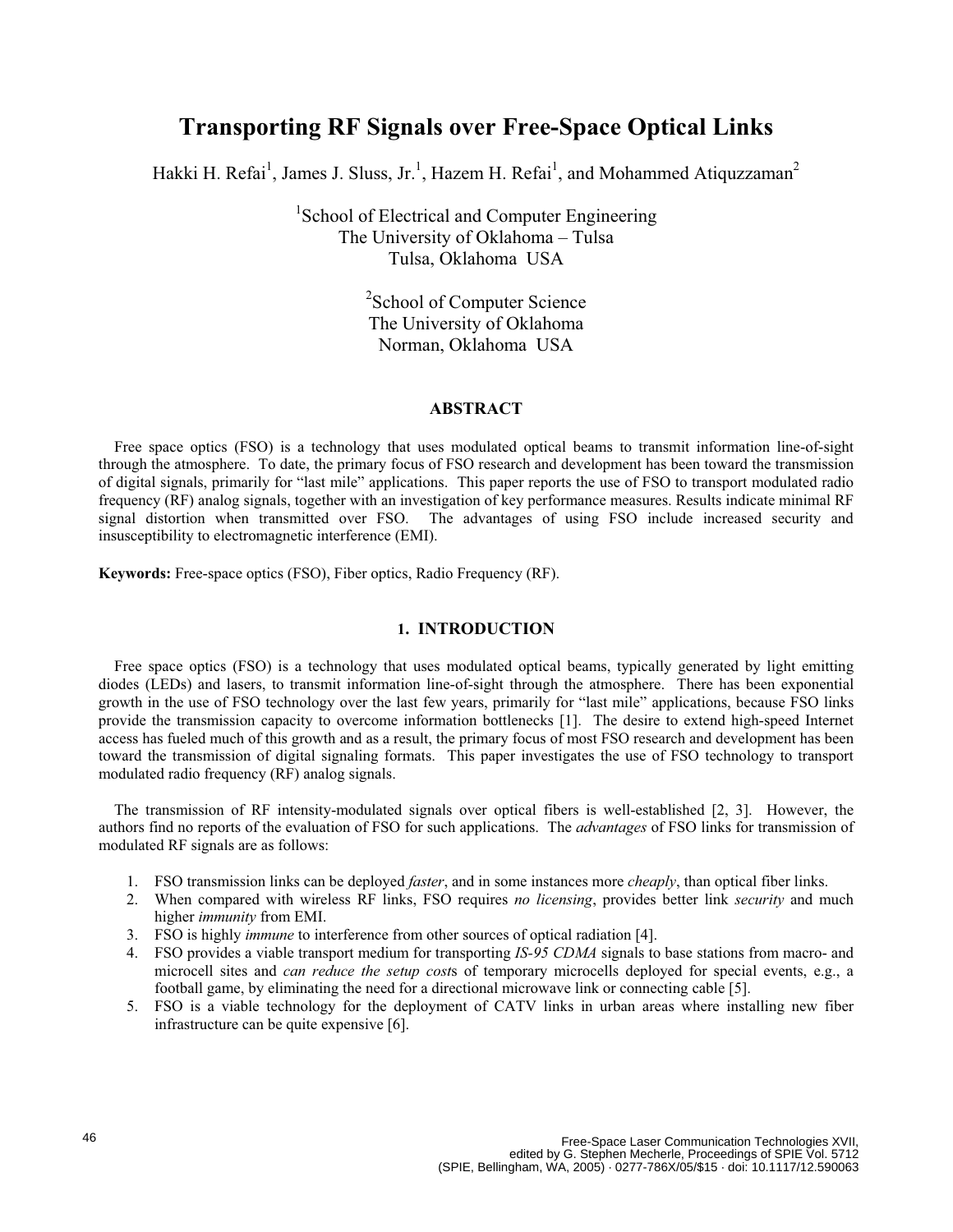# Transporting RF Signals over Free-Space Optical Links

Hakki H. Refai[1], James J. Sluss, Jr.[1], Hazem H. Refai[1], and Mohammed Atiquzzaman[2]

[1]School of Electrical and Computer Engineering
The University of Oklahoma – Tulsa
Tulsa, Oklahoma USA

[2]School of Computer Science
The University of Oklahoma
Norman, Oklahoma USA

## ABSTRACT

Free space optics (FSO) is a technology that uses modulated optical beams to transmit information line-of-sight through the atmosphere. To date, the primary focus of FSO research and development has been toward the transmission of digital signals, primarily for "last mile" applications. This paper reports the use of FSO to transport modulated radio frequency (RF) analog signals, together with an investigation of key performance measures. Results indicate minimal RF signal distortion when transmitted over FSO. The advantages of using FSO include increased security and insusceptibility to electromagnetic interference (EMI).

**Keywords:** Free-space optics (FSO), Fiber optics, Radio Frequency (RF).

## 1. INTRODUCTION

Free space optics (FSO) is a technology that uses modulated optical beams, typically generated by light emitting diodes (LEDs) and lasers, to transmit information line-of-sight through the atmosphere. There has been exponential growth in the use of FSO technology over the last few years, primarily for "last mile" applications, because FSO links provide the transmission capacity to overcome information bottlenecks [1]. The desire to extend high-speed Internet access has fueled much of this growth and as a result, the primary focus of most FSO research and development has been toward the transmission of digital signaling formats. This paper investigates the use of FSO technology to transport modulated radio frequency (RF) analog signals.

The transmission of RF intensity-modulated signals over optical fibers is well-established [2, 3]. However, the authors find no reports of the evaluation of FSO for such applications. The *advantages* of FSO links for transmission of modulated RF signals are as follows:

1. FSO transmission links can be deployed *faster*, and in some instances more *cheaply*, than optical fiber links.
2. When compared with wireless RF links, FSO requires *no licensing*, provides better link *security* and much higher *immunity* from EMI.
3. FSO is highly *immune* to interference from other sources of optical radiation [4].
4. FSO provides a viable transport medium for transporting *IS-95 CDMA* signals to base stations from macro- and microcell sites and *can reduce the setup cost*s of temporary microcells deployed for special events, e.g., a football game, by eliminating the need for a directional microwave link or connecting cable [5].
5. FSO is a viable technology for the deployment of CATV links in urban areas where installing new fiber infrastructure can be quite expensive [6].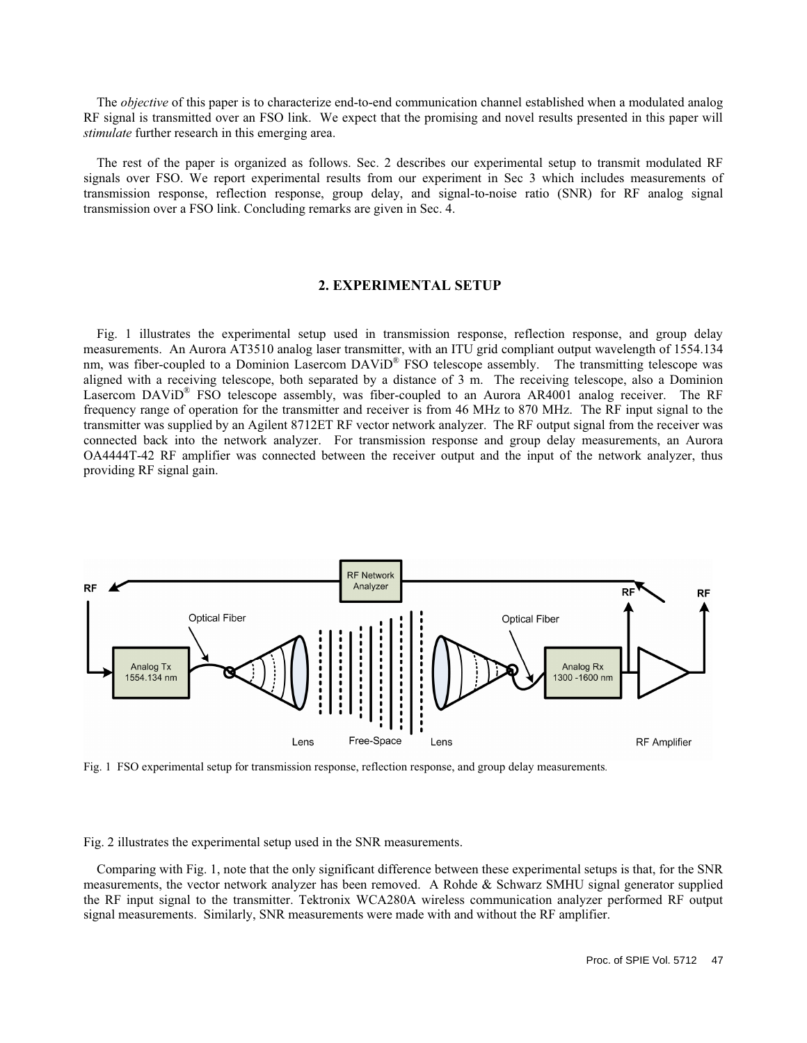The *objective* of this paper is to characterize end-to-end communication channel established when a modulated analog RF signal is transmitted over an FSO link. We expect that the promising and novel results presented in this paper will *stimulate* further research in this emerging area.

The rest of the paper is organized as follows. Sec. 2 describes our experimental setup to transmit modulated RF signals over FSO. We report experimental results from our experiment in Sec 3 which includes measurements of transmission response, reflection response, group delay, and signal-to-noise ratio (SNR) for RF analog signal transmission over a FSO link. Concluding remarks are given in Sec. 4.

## 2. EXPERIMENTAL SETUP

Fig. 1 illustrates the experimental setup used in transmission response, reflection response, and group delay measurements. An Aurora AT3510 analog laser transmitter, with an ITU grid compliant output wavelength of 1554.134 nm, was fiber-coupled to a Dominion Lasercom DAViD® FSO telescope assembly. The transmitting telescope was aligned with a receiving telescope, both separated by a distance of 3 m. The receiving telescope, also a Dominion Lasercom DAViD® FSO telescope assembly, was fiber-coupled to an Aurora AR4001 analog receiver. The RF frequency range of operation for the transmitter and receiver is from 46 MHz to 870 MHz. The RF input signal to the transmitter was supplied by an Agilent 8712ET RF vector network analyzer. The RF output signal from the receiver was connected back into the network analyzer. For transmission response and group delay measurements, an Aurora OA4444T-42 RF amplifier was connected between the receiver output and the input of the network analyzer, thus providing RF signal gain.

Fig. 1 FSO experimental setup for transmission response, reflection response, and group delay measurements.

Fig. 2 illustrates the experimental setup used in the SNR measurements.

Comparing with Fig. 1, note that the only significant difference between these experimental setups is that, for the SNR measurements, the vector network analyzer has been removed. A Rohde & Schwarz SMHU signal generator supplied the RF input signal to the transmitter. Tektronix WCA280A wireless communication analyzer performed RF output signal measurements. Similarly, SNR measurements were made with and without the RF amplifier.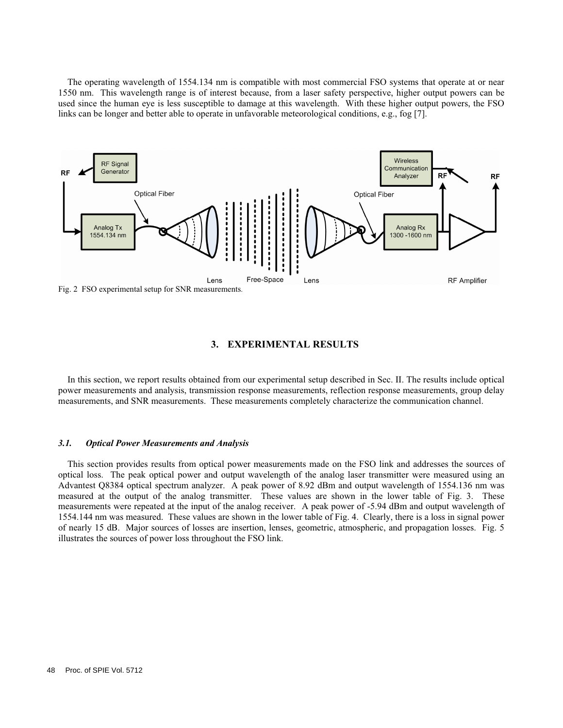The operating wavelength of 1554.134 nm is compatible with most commercial FSO systems that operate at or near 1550 nm. This wavelength range is of interest because, from a laser safety perspective, higher output powers can be used since the human eye is less susceptible to damage at this wavelength. With these higher output powers, the FSO links can be longer and better able to operate in unfavorable meteorological conditions, e.g., fog [7].

Fig. 2 FSO experimental setup for SNR measurements.

## 3. EXPERIMENTAL RESULTS

In this section, we report results obtained from our experimental setup described in Sec. II. The results include optical power measurements and analysis, transmission response measurements, reflection response measurements, group delay measurements, and SNR measurements. These measurements completely characterize the communication channel.

### *3.1. Optical Power Measurements and Analysis*

This section provides results from optical power measurements made on the FSO link and addresses the sources of optical loss. The peak optical power and output wavelength of the analog laser transmitter were measured using an Advantest Q8384 optical spectrum analyzer. A peak power of 8.92 dBm and output wavelength of 1554.136 nm was measured at the output of the analog transmitter. These values are shown in the lower table of Fig. 3. These measurements were repeated at the input of the analog receiver. A peak power of -5.94 dBm and output wavelength of 1554.144 nm was measured. These values are shown in the lower table of Fig. 4. Clearly, there is a loss in signal power of nearly 15 dB. Major sources of losses are insertion, lenses, geometric, atmospheric, and propagation losses. Fig. 5 illustrates the sources of power loss throughout the FSO link.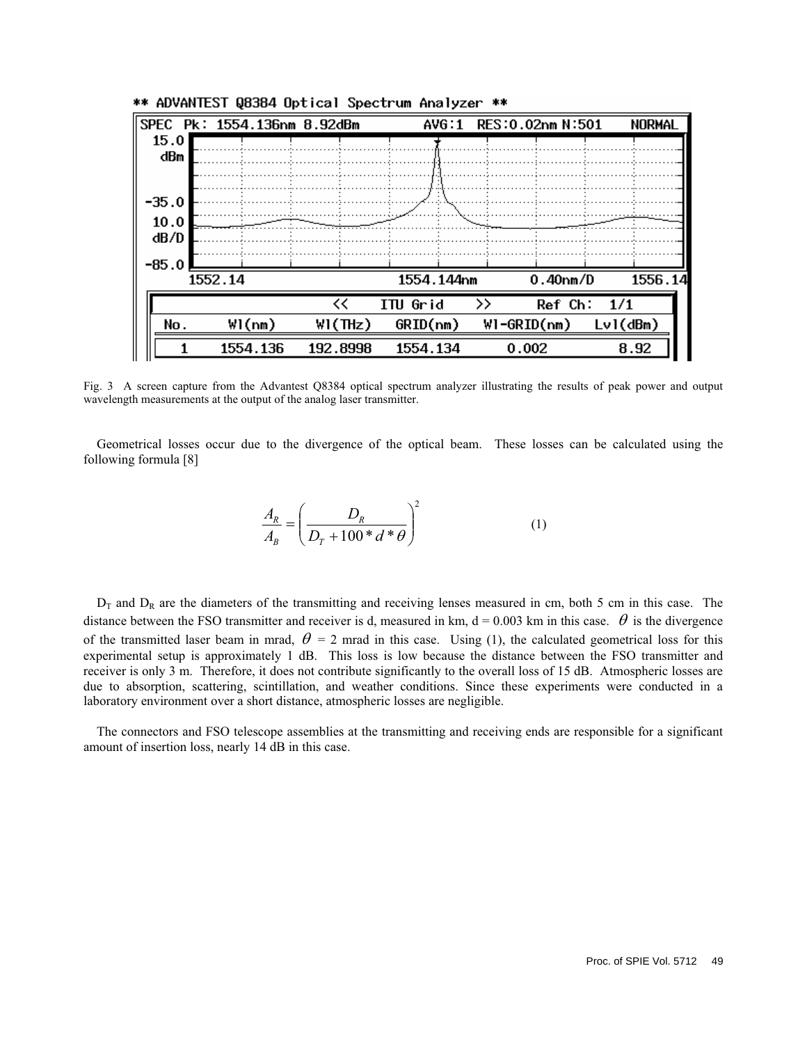Fig. 3 A screen capture from the Advantest Q8384 optical spectrum analyzer illustrating the results of peak power and output wavelength measurements at the output of the analog laser transmitter.

Geometrical losses occur due to the divergence of the optical beam. These losses can be calculated using the following formula [8]

$$\frac{A_R}{A_B} = \left( \frac{D_R}{D_T + 100 * d * \theta} \right)^2 \tag{1}$$

$D_T$ and $D_R$ are the diameters of the transmitting and receiving lenses measured in cm, both 5 cm in this case. The distance between the FSO transmitter and receiver is d, measured in km, d = 0.003 km in this case. $\theta$ is the divergence of the transmitted laser beam in mrad, $\theta$ = 2 mrad in this case. Using (1), the calculated geometrical loss for this experimental setup is approximately 1 dB. This loss is low because the distance between the FSO transmitter and receiver is only 3 m. Therefore, it does not contribute significantly to the overall loss of 15 dB. Atmospheric losses are due to absorption, scattering, scintillation, and weather conditions. Since these experiments were conducted in a laboratory environment over a short distance, atmospheric losses are negligible.

The connectors and FSO telescope assemblies at the transmitting and receiving ends are responsible for a significant amount of insertion loss, nearly 14 dB in this case.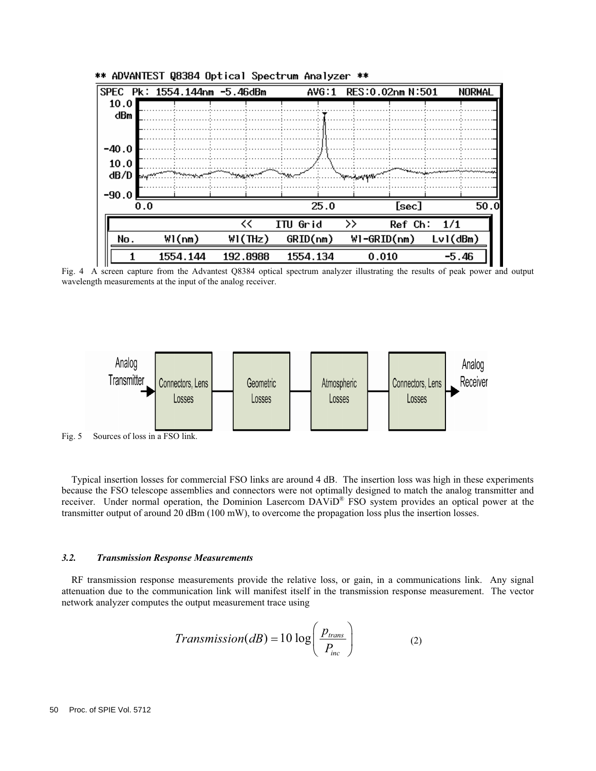Fig. 4 A screen capture from the Advantest Q8384 optical spectrum analyzer illustrating the results of peak power and output wavelength measurements at the input of the analog receiver.

Fig. 5 Sources of loss in a FSO link.

Typical insertion losses for commercial FSO links are around 4 dB. The insertion loss was high in these experiments because the FSO telescope assemblies and connectors were not optimally designed to match the analog transmitter and receiver. Under normal operation, the Dominion Lasercom DAViD® FSO system provides an optical power at the transmitter output of around 20 dBm (100 mW), to overcome the propagation loss plus the insertion losses.

### *3.2. Transmission Response Measurements*

RF transmission response measurements provide the relative loss, or gain, in a communications link. Any signal attenuation due to the communication link will manifest itself in the transmission response measurement. The vector network analyzer computes the output measurement trace using

$$Transmission(dB) = 10\log\left(\frac{p_{trans}}{P_{inc}}\right) \qquad (2)$$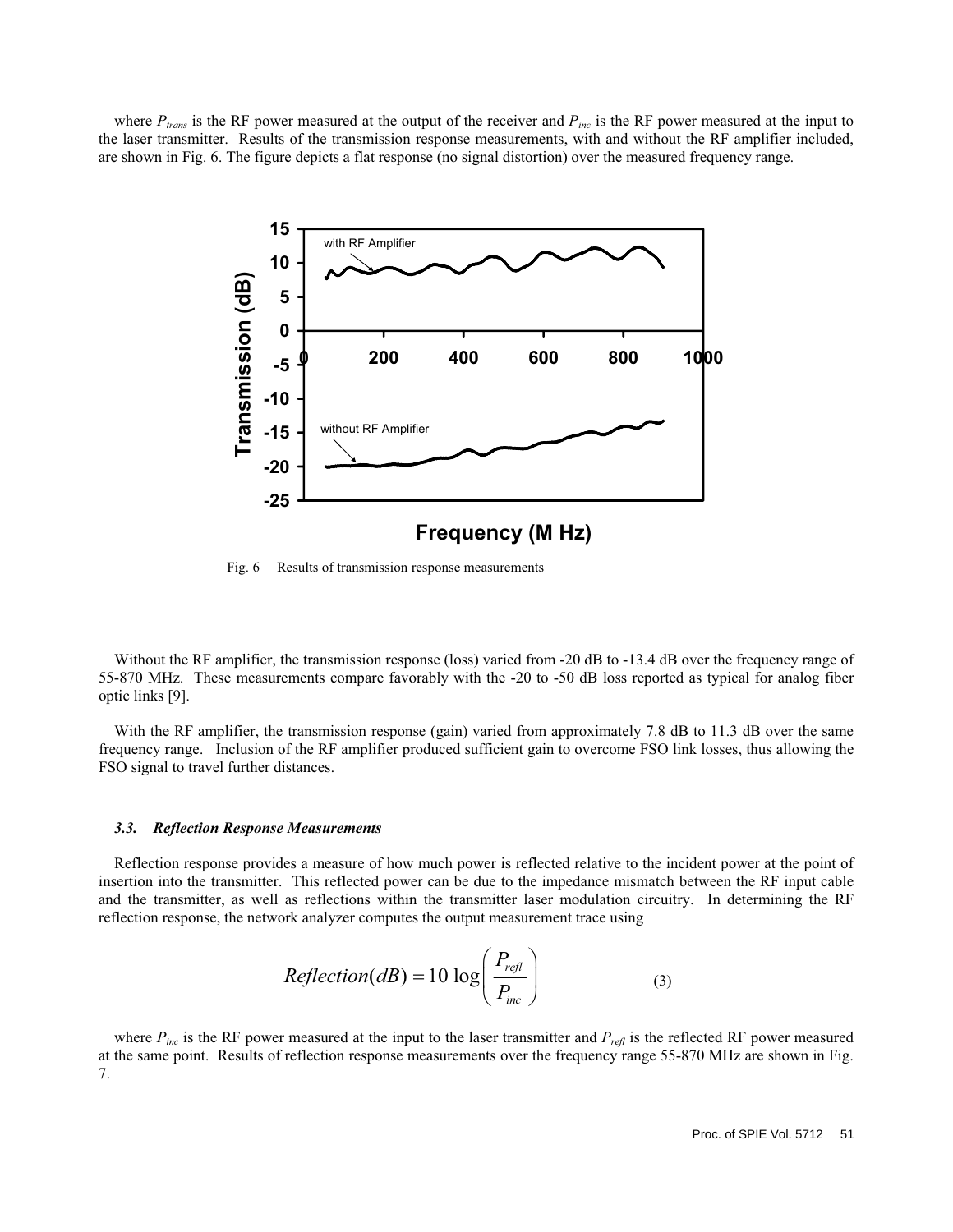where $P_{trans}$ is the RF power measured at the output of the receiver and $P_{inc}$ is the RF power measured at the input to the laser transmitter. Results of the transmission response measurements, with and without the RF amplifier included, are shown in Fig. 6. The figure depicts a flat response (no signal distortion) over the measured frequency range.

Fig. 6 Results of transmission response measurements

Without the RF amplifier, the transmission response (loss) varied from -20 dB to -13.4 dB over the frequency range of 55-870 MHz. These measurements compare favorably with the -20 to -50 dB loss reported as typical for analog fiber optic links [9].

With the RF amplifier, the transmission response (gain) varied from approximately 7.8 dB to 11.3 dB over the same frequency range. Inclusion of the RF amplifier produced sufficient gain to overcome FSO link losses, thus allowing the FSO signal to travel further distances.

### *3.3. Reflection Response Measurements*

Reflection response provides a measure of how much power is reflected relative to the incident power at the point of insertion into the transmitter. This reflected power can be due to the impedance mismatch between the RF input cable and the transmitter, as well as reflections within the transmitter laser modulation circuitry. In determining the RF reflection response, the network analyzer computes the output measurement trace using

$$Reflection(dB) = 10 \log \left( \frac{P_{refl}}{P_{inc}} \right) \tag{3}$$

where $P_{inc}$ is the RF power measured at the input to the laser transmitter and $P_{refl}$ is the reflected RF power measured at the same point. Results of reflection response measurements over the frequency range 55-870 MHz are shown in Fig. 7.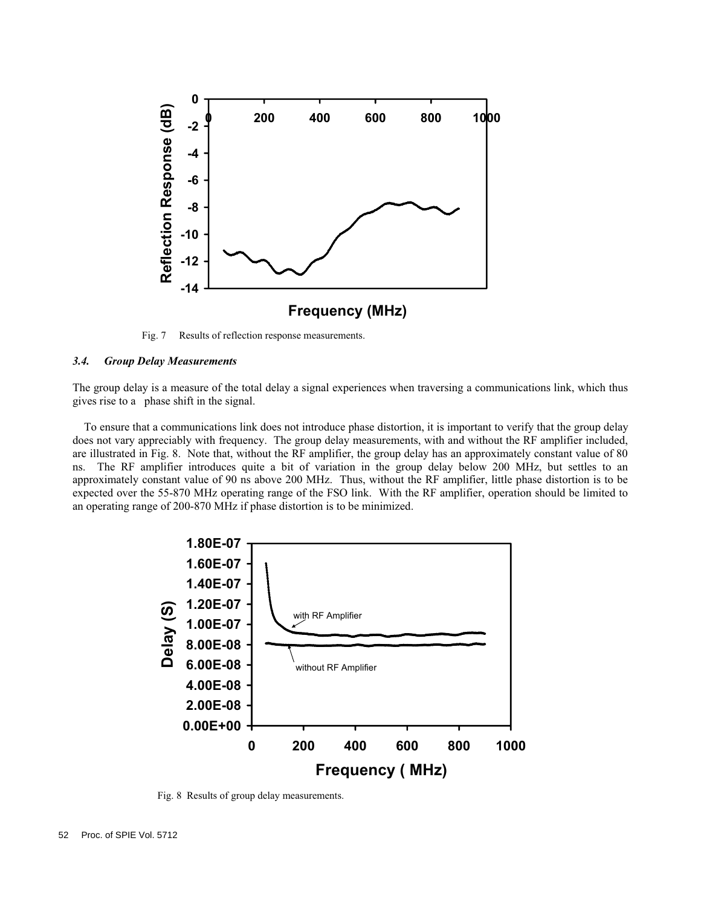Fig. 7 Results of reflection response measurements.

### *3.4. Group Delay Measurements*

The group delay is a measure of the total delay a signal experiences when traversing a communications link, which thus gives rise to a phase shift in the signal.

To ensure that a communications link does not introduce phase distortion, it is important to verify that the group delay does not vary appreciably with frequency. The group delay measurements, with and without the RF amplifier included, are illustrated in Fig. 8. Note that, without the RF amplifier, the group delay has an approximately constant value of 80 ns. The RF amplifier introduces quite a bit of variation in the group delay below 200 MHz, but settles to an approximately constant value of 90 ns above 200 MHz. Thus, without the RF amplifier, little phase distortion is to be expected over the 55-870 MHz operating range of the FSO link. With the RF amplifier, operation should be limited to an operating range of 200-870 MHz if phase distortion is to be minimized.

Fig. 8 Results of group delay measurements.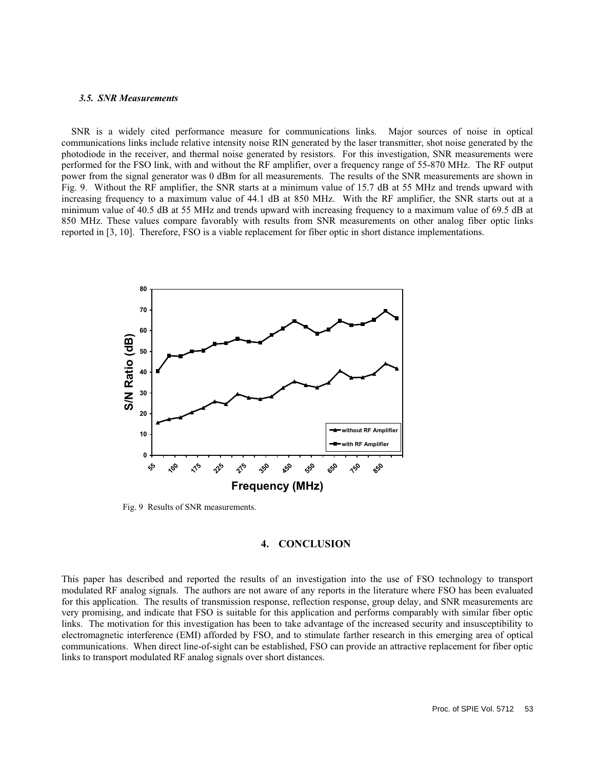### *3.5. SNR Measurements*

SNR is a widely cited performance measure for communications links. Major sources of noise in optical communications links include relative intensity noise RIN generated by the laser transmitter, shot noise generated by the photodiode in the receiver, and thermal noise generated by resistors. For this investigation, SNR measurements were performed for the FSO link, with and without the RF amplifier, over a frequency range of 55-870 MHz. The RF output power from the signal generator was 0 dBm for all measurements. The results of the SNR measurements are shown in Fig. 9. Without the RF amplifier, the SNR starts at a minimum value of 15.7 dB at 55 MHz and trends upward with increasing frequency to a maximum value of 44.1 dB at 850 MHz. With the RF amplifier, the SNR starts out at a minimum value of 40.5 dB at 55 MHz and trends upward with increasing frequency to a maximum value of 69.5 dB at 850 MHz. These values compare favorably with results from SNR measurements on other analog fiber optic links reported in [3, 10]. Therefore, FSO is a viable replacement for fiber optic in short distance implementations.

Fig. 9 Results of SNR measurements.

## 4. CONCLUSION

This paper has described and reported the results of an investigation into the use of FSO technology to transport modulated RF analog signals. The authors are not aware of any reports in the literature where FSO has been evaluated for this application. The results of transmission response, reflection response, group delay, and SNR measurements are very promising, and indicate that FSO is suitable for this application and performs comparably with similar fiber optic links. The motivation for this investigation has been to take advantage of the increased security and insusceptibility to electromagnetic interference (EMI) afforded by FSO, and to stimulate farther research in this emerging area of optical communications. When direct line-of-sight can be established, FSO can provide an attractive replacement for fiber optic links to transport modulated RF analog signals over short distances.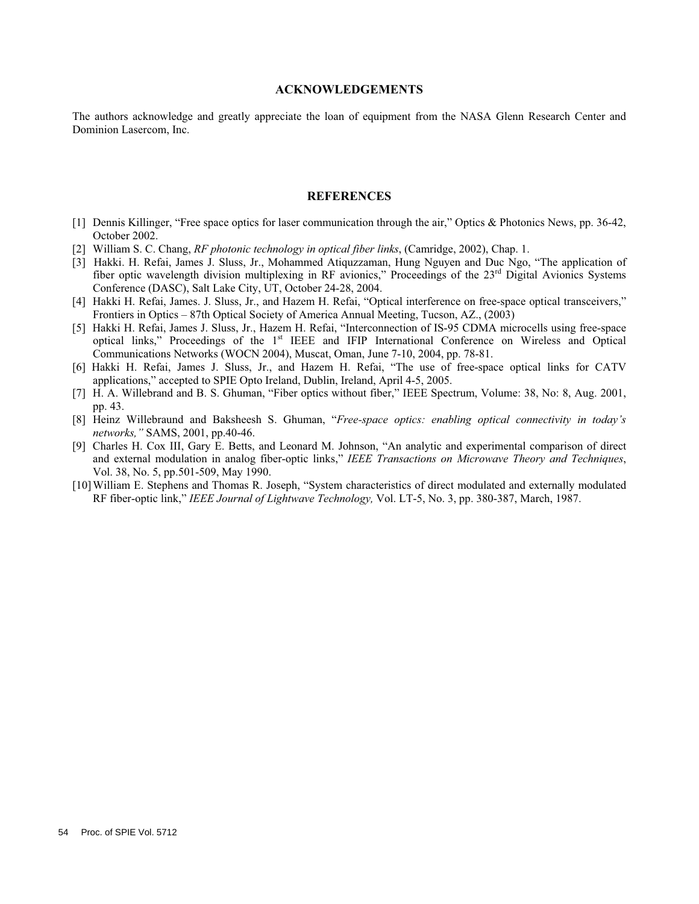## ACKNOWLEDGEMENTS

The authors acknowledge and greatly appreciate the loan of equipment from the NASA Glenn Research Center and Dominion Lasercom, Inc.

## REFERENCES

[1] Dennis Killinger, "Free space optics for laser communication through the air," Optics & Photonics News, pp. 36-42, October 2002.

[2] William S. C. Chang, *RF photonic technology in optical fiber links*, (Camridge, 2002), Chap. 1.

[3] Hakki. H. Refai, James J. Sluss, Jr., Mohammed Atiquzzaman, Hung Nguyen and Duc Ngo, "The application of fiber optic wavelength division multiplexing in RF avionics," Proceedings of the 23rd Digital Avionics Systems Conference (DASC), Salt Lake City, UT, October 24-28, 2004.

[4] Hakki H. Refai, James. J. Sluss, Jr., and Hazem H. Refai, "Optical interference on free-space optical transceivers," Frontiers in Optics – 87th Optical Society of America Annual Meeting, Tucson, AZ., (2003)

[5] Hakki H. Refai, James J. Sluss, Jr., Hazem H. Refai, "Interconnection of IS-95 CDMA microcells using free-space optical links," Proceedings of the 1st IEEE and IFIP International Conference on Wireless and Optical Communications Networks (WOCN 2004), Muscat, Oman, June 7-10, 2004, pp. 78-81.

[6] Hakki H. Refai, James J. Sluss, Jr., and Hazem H. Refai, "The use of free-space optical links for CATV applications," accepted to SPIE Opto Ireland, Dublin, Ireland, April 4-5, 2005.

[7] H. A. Willebrand and B. S. Ghuman, "Fiber optics without fiber," IEEE Spectrum, Volume: 38, No: 8, Aug. 2001, pp. 43.

[8] Heinz Willebraund and Baksheesh S. Ghuman, "*Free-space optics: enabling optical connectivity in today's networks,"* SAMS, 2001, pp.40-46.

[9] Charles H. Cox III, Gary E. Betts, and Leonard M. Johnson, "An analytic and experimental comparison of direct and external modulation in analog fiber-optic links," *IEEE Transactions on Microwave Theory and Techniques*, Vol. 38, No. 5, pp.501-509, May 1990.

[10] William E. Stephens and Thomas R. Joseph, "System characteristics of direct modulated and externally modulated RF fiber-optic link," *IEEE Journal of Lightwave Technology,* Vol. LT-5, No. 3, pp. 380-387, March, 1987.